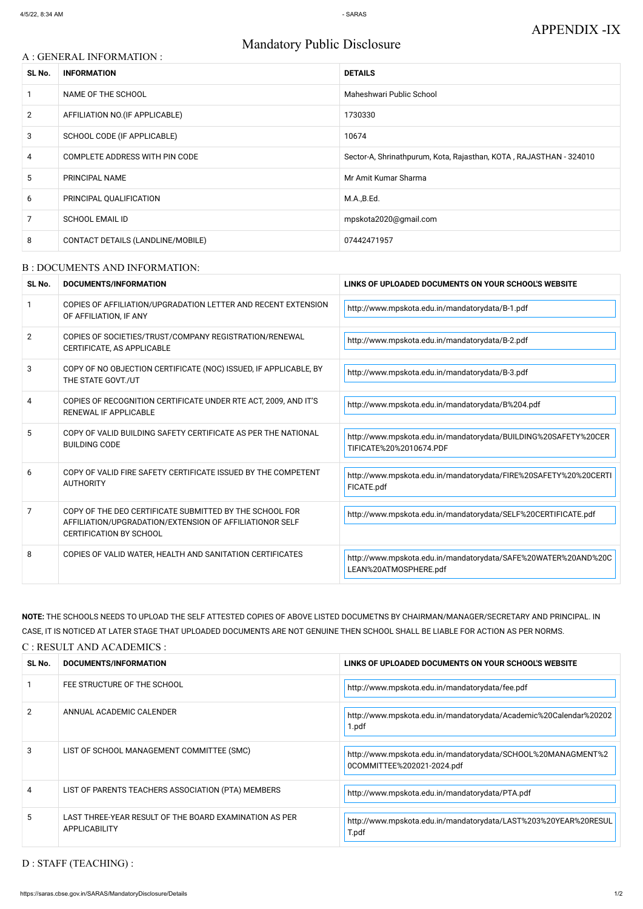APPENDIX -IX

# Mandatory Public Disclosure

## A : GENERAL INFORMATION :

| SL No. | INFORMATION | DETAILS |
|---|---|---|
| 1 | NAME OF THE SCHOOL | Maheshwari Public School |
| 2 | AFFILIATION NO.(IF APPLICABLE) | 1730330 |
| 3 | SCHOOL CODE (IF APPLICABLE) | 10674 |
| 4 | COMPLETE ADDRESS WITH PIN CODE | Sector-A, Shrinathpurum, Kota, Rajasthan, KOTA , RAJASTHAN - 324010 |
| 5 | PRINCIPAL NAME | Mr Amit Kumar Sharma |
| 6 | PRINCIPAL QUALIFICATION | M.A.,B.Ed. |
| 7 | SCHOOL EMAIL ID | mpskota2020@gmail.com |
| 8 | CONTACT DETAILS (LANDLINE/MOBILE) | 07442471957 |

## B : DOCUMENTS AND INFORMATION:

| SL No. | DOCUMENTS/INFORMATION | LINKS OF UPLOADED DOCUMENTS ON YOUR SCHOOL'S WEBSITE |
|---|---|---|
| 1 | COPIES OF AFFILIATION/UPGRADATION LETTER AND RECENT EXTENSION OF AFFILIATION, IF ANY | http://www.mpskota.edu.in/mandatorydata/B-1.pdf |
| 2 | COPIES OF SOCIETIES/TRUST/COMPANY REGISTRATION/RENEWAL CERTIFICATE, AS APPLICABLE | http://www.mpskota.edu.in/mandatorydata/B-2.pdf |
| 3 | COPY OF NO OBJECTION CERTIFICATE (NOC) ISSUED, IF APPLICABLE, BY THE STATE GOVT./UT | http://www.mpskota.edu.in/mandatorydata/B-3.pdf |
| 4 | COPIES OF RECOGNITION CERTIFICATE UNDER RTE ACT, 2009, AND IT'S RENEWAL IF APPLICABLE | http://www.mpskota.edu.in/mandatorydata/B%204.pdf |
| 5 | COPY OF VALID BUILDING SAFETY CERTIFICATE AS PER THE NATIONAL BUILDING CODE | http://www.mpskota.edu.in/mandatorydata/BUILDING%20SAFETY%20CERTIFICATE%20%2010674.PDF |
| 6 | COPY OF VALID FIRE SAFETY CERTIFICATE ISSUED BY THE COMPETENT AUTHORITY | http://www.mpskota.edu.in/mandatorydata/FIRE%20SAFETY%20%20CERTIFICATE.pdf |
| 7 | COPY OF THE DEO CERTIFICATE SUBMITTED BY THE SCHOOL FOR AFFILIATION/UPGRADATION/EXTENSION OF AFFILIATIONOR SELF CERTIFICATION BY SCHOOL | http://www.mpskota.edu.in/mandatorydata/SELF%20CERTIFICATE.pdf |
| 8 | COPIES OF VALID WATER, HEALTH AND SANITATION CERTIFICATES | http://www.mpskota.edu.in/mandatorydata/SAFE%20WATER%20AND%20CLEAN%20ATMOSPHERE.pdf |

**NOTE:** THE SCHOOLS NEEDS TO UPLOAD THE SELF ATTESTED COPIES OF ABOVE LISTED DOCUMETNS BY CHAIRMAN/MANAGER/SECRETARY AND PRINCIPAL. IN CASE, IT IS NOTICED AT LATER STAGE THAT UPLOADED DOCUMENTS ARE NOT GENUINE THEN SCHOOL SHALL BE LIABLE FOR ACTION AS PER NORMS.

## C : RESULT AND ACADEMICS :

| SL No. | DOCUMENTS/INFORMATION | LINKS OF UPLOADED DOCUMENTS ON YOUR SCHOOL'S WEBSITE |
|---|---|---|
| 1 | FEE STRUCTURE OF THE SCHOOL | http://www.mpskota.edu.in/mandatorydata/fee.pdf |
| 2 | ANNUAL ACADEMIC CALENDER | http://www.mpskota.edu.in/mandatorydata/Academic%20Calendar%202021.pdf |
| 3 | LIST OF SCHOOL MANAGEMENT COMMITTEE (SMC) | http://www.mpskota.edu.in/mandatorydata/SCHOOL%20MANAGMENT%20COMMITTEE%202021-2024.pdf |
| 4 | LIST OF PARENTS TEACHERS ASSOCIATION (PTA) MEMBERS | http://www.mpskota.edu.in/mandatorydata/PTA.pdf |
| 5 | LAST THREE-YEAR RESULT OF THE BOARD EXAMINATION AS PER APPLICABILITY | http://www.mpskota.edu.in/mandatorydata/LAST%203%20YEAR%20RESULT.pdf |

## D : STAFF (TEACHING) :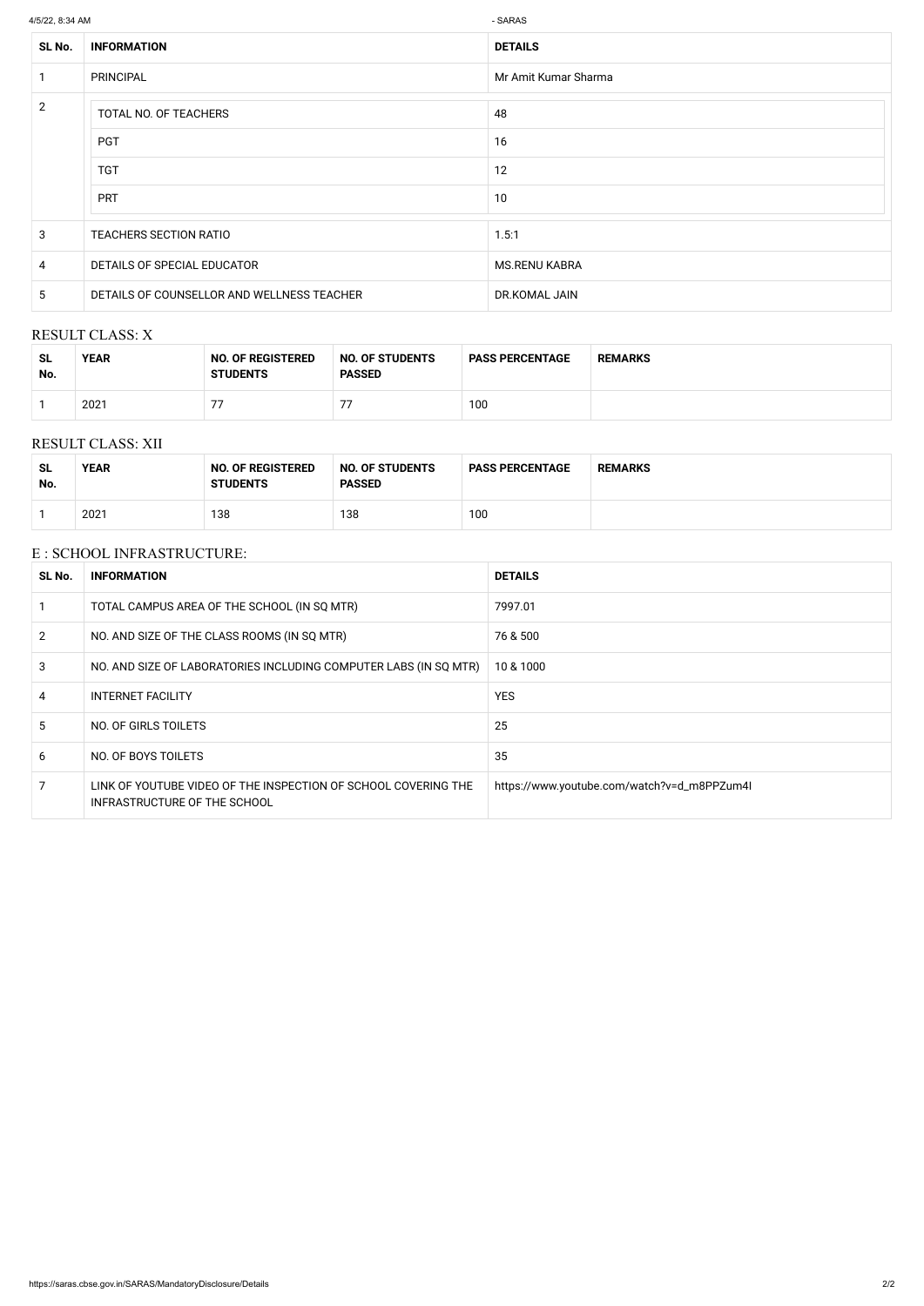| SL No. | INFORMATION | DETAILS |
|---|---|---|
| 1 | PRINCIPAL | Mr Amit Kumar Sharma |
| 2 | TOTAL NO. OF TEACHERS | 48 |
| | PGT | 16 |
| | TGT | 12 |
| | PRT | 10 |
| 3 | TEACHERS SECTION RATIO | 1.5:1 |
| 4 | DETAILS OF SPECIAL EDUCATOR | MS.RENU KABRA |
| 5 | DETAILS OF COUNSELLOR AND WELLNESS TEACHER | DR.KOMAL JAIN |

## RESULT CLASS: X

| SL No. | YEAR | NO. OF REGISTERED STUDENTS | NO. OF STUDENTS PASSED | PASS PERCENTAGE | REMARKS |
|---|---|---|---|---|---|
| 1 | 2021 | 77 | 77 | 100 | |

## RESULT CLASS: XII

| SL No. | YEAR | NO. OF REGISTERED STUDENTS | NO. OF STUDENTS PASSED | PASS PERCENTAGE | REMARKS |
|---|---|---|---|---|---|
| 1 | 2021 | 138 | 138 | 100 | |

## E : SCHOOL INFRASTRUCTURE:

| SL No. | INFORMATION | DETAILS |
|---|---|---|
| 1 | TOTAL CAMPUS AREA OF THE SCHOOL (IN SQ MTR) | 7997.01 |
| 2 | NO. AND SIZE OF THE CLASS ROOMS (IN SQ MTR) | 76 & 500 |
| 3 | NO. AND SIZE OF LABORATORIES INCLUDING COMPUTER LABS (IN SQ MTR) | 10 & 1000 |
| 4 | INTERNET FACILITY | YES |
| 5 | NO. OF GIRLS TOILETS | 25 |
| 6 | NO. OF BOYS TOILETS | 35 |
| 7 | LINK OF YOUTUBE VIDEO OF THE INSPECTION OF SCHOOL COVERING THE INFRASTRUCTURE OF THE SCHOOL | https://www.youtube.com/watch?v=d_m8PPZum4I |